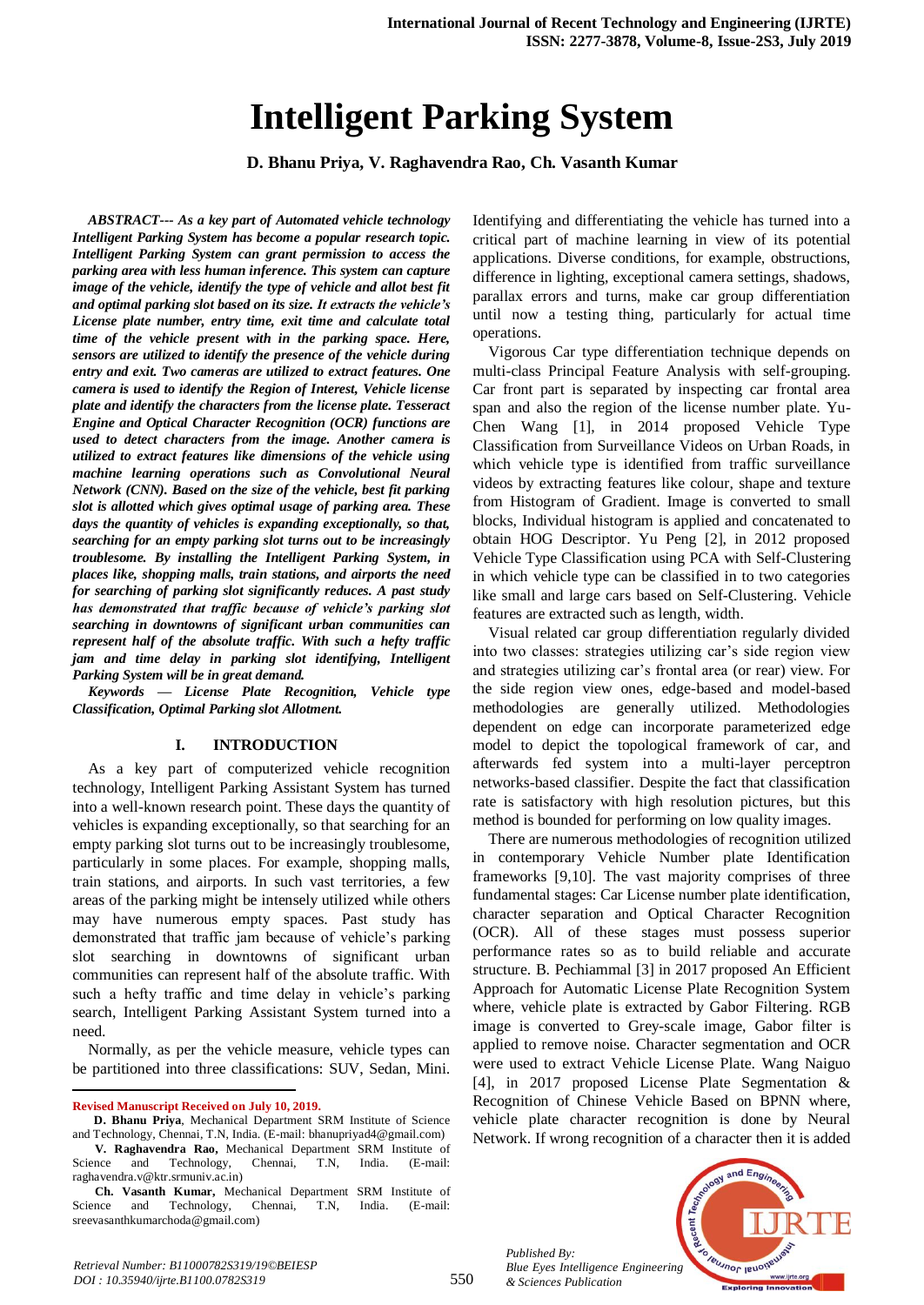# Intelligent Parking System

**D. Bhanu Priya, V. Raghavendra Rao, Ch. Vasanth Kumar**

***ABSTRACT--- As a key part of Automated vehicle technology Intelligent Parking System has become a popular research topic. Intelligent Parking System can grant permission to access the parking area with less human inference. This system can capture image of the vehicle, identify the type of vehicle and allot best fit and optimal parking slot based on its size. It extracts the vehicle's License plate number, entry time, exit time and calculate total time of the vehicle present with in the parking space. Here, sensors are utilized to identify the presence of the vehicle during entry and exit. Two cameras are utilized to extract features. One camera is used to identify the Region of Interest, Vehicle license plate and identify the characters from the license plate. Tesseract Engine and Optical Character Recognition (OCR) functions are used to detect characters from the image. Another camera is utilized to extract features like dimensions of the vehicle using machine learning operations such as Convolutional Neural Network (CNN). Based on the size of the vehicle, best fit parking slot is allotted which gives optimal usage of parking area. These days the quantity of vehicles is expanding exceptionally, so that, searching for an empty parking slot turns out to be increasingly troublesome. By installing the Intelligent Parking System, in places like, shopping malls, train stations, and airports the need for searching of parking slot significantly reduces. A past study has demonstrated that traffic because of vehicle's parking slot searching in downtowns of significant urban communities can represent half of the absolute traffic. With such a hefty traffic jam and time delay in parking slot identifying, Intelligent Parking System will be in great demand.***

***Keywords — License Plate Recognition, Vehicle type Classification, Optimal Parking slot Allotment.***

## I. INTRODUCTION

As a key part of computerized vehicle recognition technology, Intelligent Parking Assistant System has turned into a well-known research point. These days the quantity of vehicles is expanding exceptionally, so that searching for an empty parking slot turns out to be increasingly troublesome, particularly in some places. For example, shopping malls, train stations, and airports. In such vast territories, a few areas of the parking might be intensely utilized while others may have numerous empty spaces. Past study has demonstrated that traffic jam because of vehicle's parking slot searching in downtowns of significant urban communities can represent half of the absolute traffic. With such a hefty traffic and time delay in vehicle's parking search, Intelligent Parking Assistant System turned into a need.

Normally, as per the vehicle measure, vehicle types can be partitioned into three classifications: SUV, Sedan, Mini. Identifying and differentiating the vehicle has turned into a critical part of machine learning in view of its potential applications. Diverse conditions, for example, obstructions, difference in lighting, exceptional camera settings, shadows, parallax errors and turns, make car group differentiation until now a testing thing, particularly for actual time operations.

Vigorous Car type differentiation technique depends on multi-class Principal Feature Analysis with self-grouping. Car front part is separated by inspecting car frontal area span and also the region of the license number plate. Yu-Chen Wang [1], in 2014 proposed Vehicle Type Classification from Surveillance Videos on Urban Roads, in which vehicle type is identified from traffic surveillance videos by extracting features like colour, shape and texture from Histogram of Gradient. Image is converted to small blocks, Individual histogram is applied and concatenated to obtain HOG Descriptor. Yu Peng [2], in 2012 proposed Vehicle Type Classification using PCA with Self-Clustering in which vehicle type can be classified in to two categories like small and large cars based on Self-Clustering. Vehicle features are extracted such as length, width.

Visual related car group differentiation regularly divided into two classes: strategies utilizing car's side region view and strategies utilizing car's frontal area (or rear) view. For the side region view ones, edge-based and model-based methodologies are generally utilized. Methodologies dependent on edge can incorporate parameterized edge model to depict the topological framework of car, and afterwards fed system into a multi-layer perceptron networks-based classifier. Despite the fact that classification rate is satisfactory with high resolution pictures, but this method is bounded for performing on low quality images.

There are numerous methodologies of recognition utilized in contemporary Vehicle Number plate Identification frameworks [9,10]. The vast majority comprises of three fundamental stages: Car License number plate identification, character separation and Optical Character Recognition (OCR). All of these stages must possess superior performance rates so as to build reliable and accurate structure. B. Pechiammal [3] in 2017 proposed An Efficient Approach for Automatic License Plate Recognition System where, vehicle plate is extracted by Gabor Filtering. RGB image is converted to Grey-scale image, Gabor filter is applied to remove noise. Character segmentation and OCR were used to extract Vehicle License Plate. Wang Naiguo [4], in 2017 proposed License Plate Segmentation & Recognition of Chinese Vehicle Based on BPNN where, vehicle plate character recognition is done by Neural Network. If wrong recognition of a character then it is added

---

**Revised Manuscript Received on July 10, 2019.**

**D. Bhanu Priya**, Mechanical Department SRM Institute of Science and Technology, Chennai, T.N, India. (E-mail: bhanupriyad4@gmail.com)

**V. Raghavendra Rao,** Mechanical Department SRM Institute of Science and Technology, Chennai, T.N, India. (E-mail: raghavendra.v@ktr.srmuniv.ac.in)

**Ch. Vasanth Kumar,** Mechanical Department SRM Institute of Science and Technology, Chennai, T.N, India. (E-mail: sreevasanthkumarchoda@gmail.com)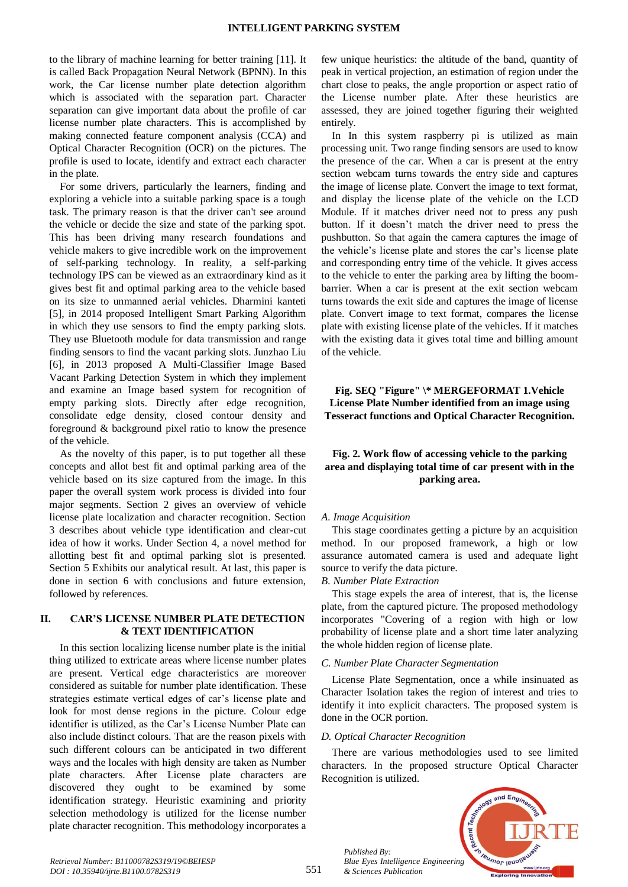to the library of machine learning for better training [11]. It is called Back Propagation Neural Network (BPNN). In this work, the Car license number plate detection algorithm which is associated with the separation part. Character separation can give important data about the profile of car license number plate characters. This is accomplished by making connected feature component analysis (CCA) and Optical Character Recognition (OCR) on the pictures. The profile is used to locate, identify and extract each character in the plate.

For some drivers, particularly the learners, finding and exploring a vehicle into a suitable parking space is a tough task. The primary reason is that the driver can't see around the vehicle or decide the size and state of the parking spot. This has been driving many research foundations and vehicle makers to give incredible work on the improvement of self-parking technology. In reality, a self-parking technology IPS can be viewed as an extraordinary kind as it gives best fit and optimal parking area to the vehicle based on its size to unmanned aerial vehicles. Dharmini kanteti [5], in 2014 proposed Intelligent Smart Parking Algorithm in which they use sensors to find the empty parking slots. They use Bluetooth module for data transmission and range finding sensors to find the vacant parking slots. Junzhao Liu [6], in 2013 proposed A Multi-Classifier Image Based Vacant Parking Detection System in which they implement and examine an Image based system for recognition of empty parking slots. Directly after edge recognition, consolidate edge density, closed contour density and foreground & background pixel ratio to know the presence of the vehicle.

As the novelty of this paper, is to put together all these concepts and allot best fit and optimal parking area of the vehicle based on its size captured from the image. In this paper the overall system work process is divided into four major segments. Section 2 gives an overview of vehicle license plate localization and character recognition. Section 3 describes about vehicle type identification and clear-cut idea of how it works. Under Section 4, a novel method for allotting best fit and optimal parking slot is presented. Section 5 Exhibits our analytical result. At last, this paper is done in section 6 with conclusions and future extension, followed by references.

## II. CAR'S LICENSE NUMBER PLATE DETECTION & TEXT IDENTIFICATION

In this section localizing license number plate is the initial thing utilized to extricate areas where license number plates are present. Vertical edge characteristics are moreover considered as suitable for number plate identification. These strategies estimate vertical edges of car's license plate and look for most dense regions in the picture. Colour edge identifier is utilized, as the Car's License Number Plate can also include distinct colours. That are the reason pixels with such different colours can be anticipated in two different ways and the locales with high density are taken as Number plate characters. After License plate characters are discovered they ought to be examined by some identification strategy. Heuristic examining and priority selection methodology is utilized for the license number plate character recognition. This methodology incorporates a few unique heuristics: the altitude of the band, quantity of peak in vertical projection, an estimation of region under the chart close to peaks, the angle proportion or aspect ratio of the License number plate. After these heuristics are assessed, they are joined together figuring their weighted entirely.

In In this system raspberry pi is utilized as main processing unit. Two range finding sensors are used to know the presence of the car. When a car is present at the entry section webcam turns towards the entry side and captures the image of license plate. Convert the image to text format, and display the license plate of the vehicle on the LCD Module. If it matches driver need not to press any push button. If it doesn't match the driver need to press the pushbutton. So that again the camera captures the image of the vehicle's license plate and stores the car's license plate and corresponding entry time of the vehicle. It gives access to the vehicle to enter the parking area by lifting the boom-barrier. When a car is present at the exit section webcam turns towards the exit side and captures the image of license plate. Convert image to text format, compares the license plate with existing license plate of the vehicles. If it matches with the existing data it gives total time and billing amount of the vehicle.

**Fig. SEQ "Figure" \* MERGEFORMAT 1.Vehicle License Plate Number identified from an image using Tesseract functions and Optical Character Recognition.**

**Fig. 2. Work flow of accessing vehicle to the parking area and displaying total time of car present with in the parking area.**

*A. Image Acquisition*

This stage coordinates getting a picture by an acquisition method. In our proposed framework, a high or low assurance automated camera is used and adequate light source to verify the data picture.

*B. Number Plate Extraction*

This stage expels the area of interest, that is, the license plate, from the captured picture. The proposed methodology incorporates "Covering of a region with high or low probability of license plate and a short time later analyzing the whole hidden region of license plate.

*C. Number Plate Character Segmentation*

License Plate Segmentation, once a while insinuated as Character Isolation takes the region of interest and tries to identify it into explicit characters. The proposed system is done in the OCR portion.

*D. Optical Character Recognition*

There are various methodologies used to see limited characters. In the proposed structure Optical Character Recognition is utilized.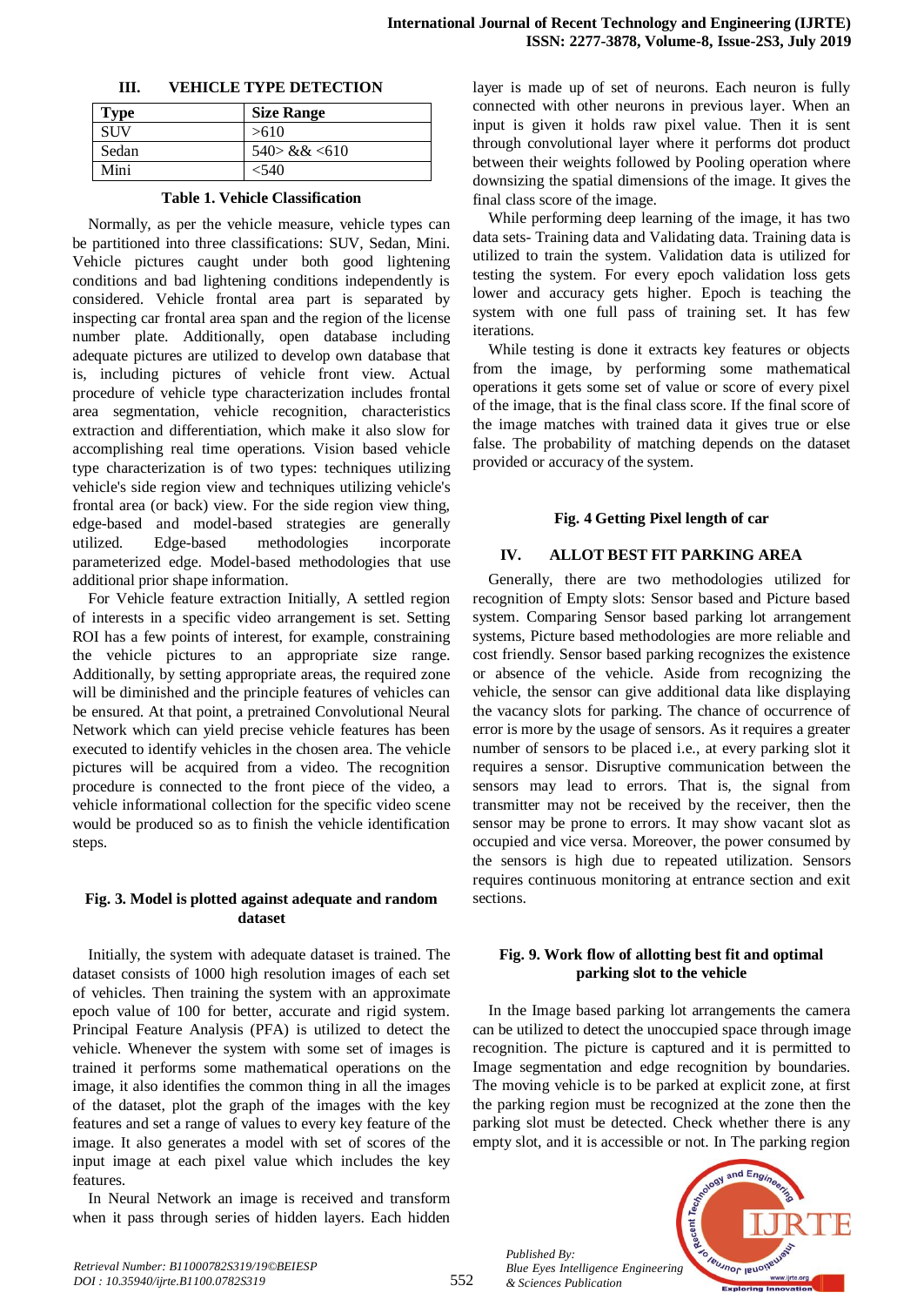## III. VEHICLE TYPE DETECTION

| Type | Size Range |
|---|---|
| SUV | >610 |
| Sedan | 540> && <610 |
| Mini | <540 |

**Table 1. Vehicle Classification**

Normally, as per the vehicle measure, vehicle types can be partitioned into three classifications: SUV, Sedan, Mini. Vehicle pictures caught under both good lightening conditions and bad lightening conditions independently is considered. Vehicle frontal area part is separated by inspecting car frontal area span and the region of the license number plate. Additionally, open database including adequate pictures are utilized to develop own database that is, including pictures of vehicle front view. Actual procedure of vehicle type characterization includes frontal area segmentation, vehicle recognition, characteristics extraction and differentiation, which make it also slow for accomplishing real time operations. Vision based vehicle type characterization is of two types: techniques utilizing vehicle's side region view and techniques utilizing vehicle's frontal area (or back) view. For the side region view thing, edge-based and model-based strategies are generally utilized. Edge-based methodologies incorporate parameterized edge. Model-based methodologies that use additional prior shape information.

For Vehicle feature extraction Initially, A settled region of interests in a specific video arrangement is set. Setting ROI has a few points of interest, for example, constraining the vehicle pictures to an appropriate size range. Additionally, by setting appropriate areas, the required zone will be diminished and the principle features of vehicles can be ensured. At that point, a pretrained Convolutional Neural Network which can yield precise vehicle features has been executed to identify vehicles in the chosen area. The vehicle pictures will be acquired from a video. The recognition procedure is connected to the front piece of the video, a vehicle informational collection for the specific video scene would be produced so as to finish the vehicle identification steps.

**Fig. 3. Model is plotted against adequate and random dataset**

Initially, the system with adequate dataset is trained. The dataset consists of 1000 high resolution images of each set of vehicles. Then training the system with an approximate epoch value of 100 for better, accurate and rigid system. Principal Feature Analysis (PFA) is utilized to detect the vehicle. Whenever the system with some set of images is trained it performs some mathematical operations on the image, it also identifies the common thing in all the images of the dataset, plot the graph of the images with the key features and set a range of values to every key feature of the image. It also generates a model with set of scores of the input image at each pixel value which includes the key features.

In Neural Network an image is received and transform when it pass through series of hidden layers. Each hidden layer is made up of set of neurons. Each neuron is fully connected with other neurons in previous layer. When an input is given it holds raw pixel value. Then it is sent through convolutional layer where it performs dot product between their weights followed by Pooling operation where downsizing the spatial dimensions of the image. It gives the final class score of the image.

While performing deep learning of the image, it has two data sets- Training data and Validating data. Training data is utilized to train the system. Validation data is utilized for testing the system. For every epoch validation loss gets lower and accuracy gets higher. Epoch is teaching the system with one full pass of training set. It has few iterations.

While testing is done it extracts key features or objects from the image, by performing some mathematical operations it gets some set of value or score of every pixel of the image, that is the final class score. If the final score of the image matches with trained data it gives true or else false. The probability of matching depends on the dataset provided or accuracy of the system.

**Fig. 4 Getting Pixel length of car**

## IV. ALLOT BEST FIT PARKING AREA

Generally, there are two methodologies utilized for recognition of Empty slots: Sensor based and Picture based system. Comparing Sensor based parking lot arrangement systems, Picture based methodologies are more reliable and cost friendly. Sensor based parking recognizes the existence or absence of the vehicle. Aside from recognizing the vehicle, the sensor can give additional data like displaying the vacancy slots for parking. The chance of occurrence of error is more by the usage of sensors. As it requires a greater number of sensors to be placed i.e., at every parking slot it requires a sensor. Disruptive communication between the sensors may lead to errors. That is, the signal from transmitter may not be received by the receiver, then the sensor may be prone to errors. It may show vacant slot as occupied and vice versa. Moreover, the power consumed by the sensors is high due to repeated utilization. Sensors requires continuous monitoring at entrance section and exit sections.

**Fig. 9. Work flow of allotting best fit and optimal parking slot to the vehicle**

In the Image based parking lot arrangements the camera can be utilized to detect the unoccupied space through image recognition. The picture is captured and it is permitted to Image segmentation and edge recognition by boundaries. The moving vehicle is to be parked at explicit zone, at first the parking region must be recognized at the zone then the parking slot must be detected. Check whether there is any empty slot, and it is accessible or not. In The parking region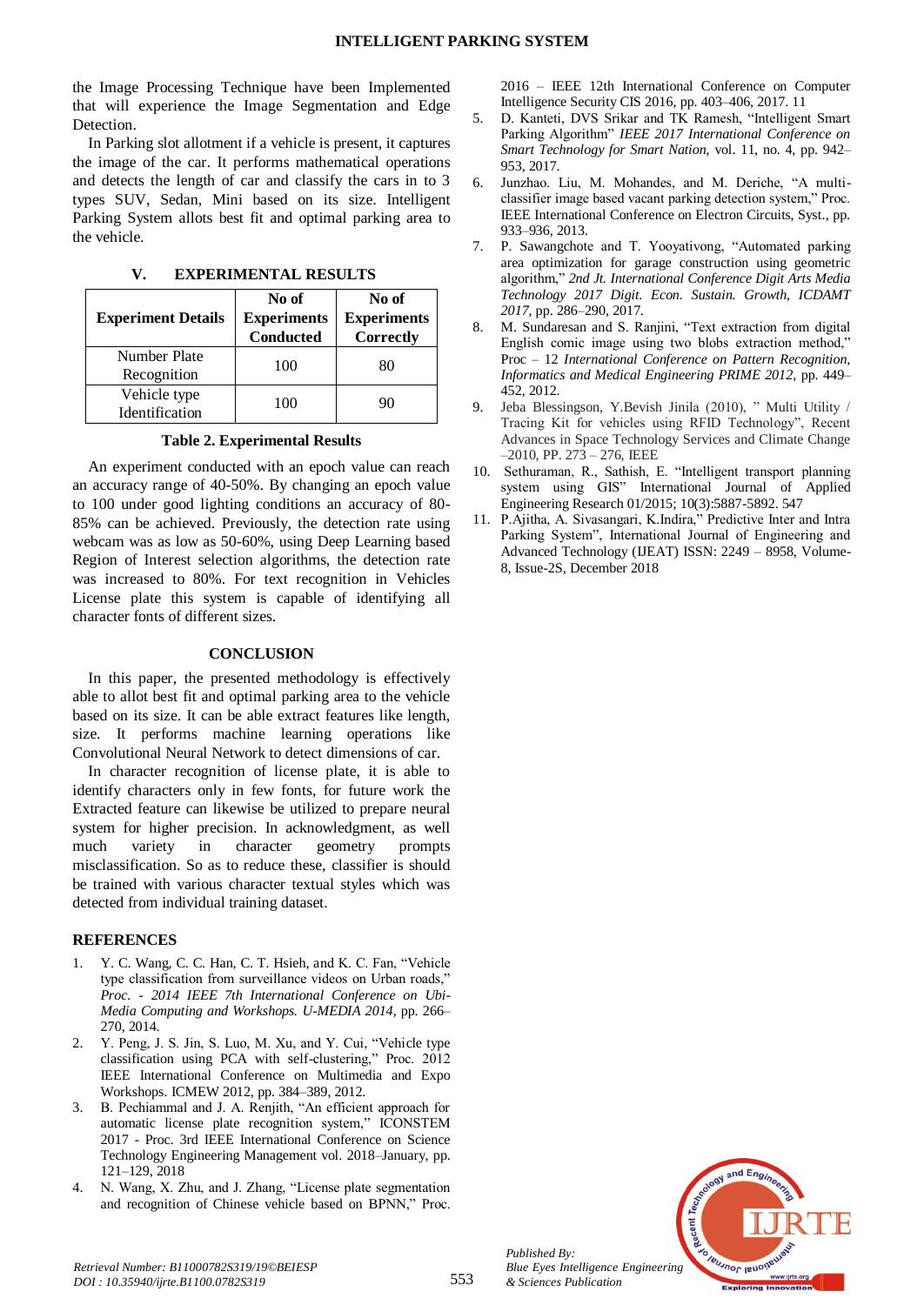the Image Processing Technique have been Implemented that will experience the Image Segmentation and Edge Detection.

In Parking slot allotment if a vehicle is present, it captures the image of the car. It performs mathematical operations and detects the length of car and classify the cars in to 3 types SUV, Sedan, Mini based on its size. Intelligent Parking System allots best fit and optimal parking area to the vehicle.

## V. EXPERIMENTAL RESULTS

| Experiment Details | No of Experiments Conducted | No of Experiments Correctly |
|---|---|---|
| Number Plate Recognition | 100 | 80 |
| Vehicle type Identification | 100 | 90 |

**Table 2. Experimental Results**

An experiment conducted with an epoch value can reach an accuracy range of 40-50%. By changing an epoch value to 100 under good lighting conditions an accuracy of 80-85% can be achieved. Previously, the detection rate using webcam was as low as 50-60%, using Deep Learning based Region of Interest selection algorithms, the detection rate was increased to 80%. For text recognition in Vehicles License plate this system is capable of identifying all character fonts of different sizes.

## CONCLUSION

In this paper, the presented methodology is effectively able to allot best fit and optimal parking area to the vehicle based on its size. It can be able extract features like length, size. It performs machine learning operations like Convolutional Neural Network to detect dimensions of car.

In character recognition of license plate, it is able to identify characters only in few fonts, for future work the Extracted feature can likewise be utilized to prepare neural system for higher precision. In acknowledgment, as well much variety in character geometry prompts misclassification. So as to reduce these, classifier is should be trained with various character textual styles which was detected from individual training dataset.

## REFERENCES

1. Y. C. Wang, C. C. Han, C. T. Hsieh, and K. C. Fan, "Vehicle type classification from surveillance videos on Urban roads," *Proc. - 2014 IEEE 7th International Conference on Ubi-Media Computing and Workshops. U-MEDIA 2014*, pp. 266–270, 2014.
2. Y. Peng, J. S. Jin, S. Luo, M. Xu, and Y. Cui, "Vehicle type classification using PCA with self-clustering," Proc. 2012 IEEE International Conference on Multimedia and Expo Workshops. ICMEW 2012, pp. 384–389, 2012.
3. B. Pechiammal and J. A. Renjith, "An efficient approach for automatic license plate recognition system," ICONSTEM 2017 - Proc. 3rd IEEE International Conference on Science Technology Engineering Management vol. 2018–January, pp. 121–129, 2018
4. N. Wang, X. Zhu, and J. Zhang, "License plate segmentation and recognition of Chinese vehicle based on BPNN," Proc. 2016 – IEEE 12th International Conference on Computer Intelligence Security CIS 2016, pp. 403–406, 2017. 11
5. D. Kanteti, DVS Srikar and TK Ramesh, "Intelligent Smart Parking Algorithm" *IEEE 2017 International Conference on Smart Technology for Smart Nation*, vol. 11, no. 4, pp. 942–953, 2017.
6. Junzhao. Liu, M. Mohandes, and M. Deriche, "A multi-classifier image based vacant parking detection system," Proc. IEEE International Conference on Electron Circuits, Syst., pp. 933–936, 2013.
7. P. Sawangchote and T. Yooyativong, "Automated parking area optimization for garage construction using geometric algorithm," *2nd Jt. International Conference Digit Arts Media Technology 2017 Digit. Econ. Sustain. Growth, ICDAMT 2017*, pp. 286–290, 2017.
8. M. Sundaresan and S. Ranjini, "Text extraction from digital English comic image using two blobs extraction method," Proc – 12 *International Conference on Pattern Recognition, Informatics and Medical Engineering PRIME 2012*, pp. 449–452, 2012.
9. Jeba Blessingson, Y.Bevish Jinila (2010), " Multi Utility / Tracing Kit for vehicles using RFID Technology", Recent Advances in Space Technology Services and Climate Change –2010, PP. 273 – 276, IEEE
10. Sethuraman, R., Sathish, E. "Intelligent transport planning system using GIS" International Journal of Applied Engineering Research 01/2015; 10(3):5887-5892. 547
11. P.Ajitha, A. Sivasangari, K.Indira," Predictive Inter and Intra Parking System", International Journal of Engineering and Advanced Technology (IJEAT) ISSN: 2249 – 8958, Volume-8, Issue-2S, December 2018